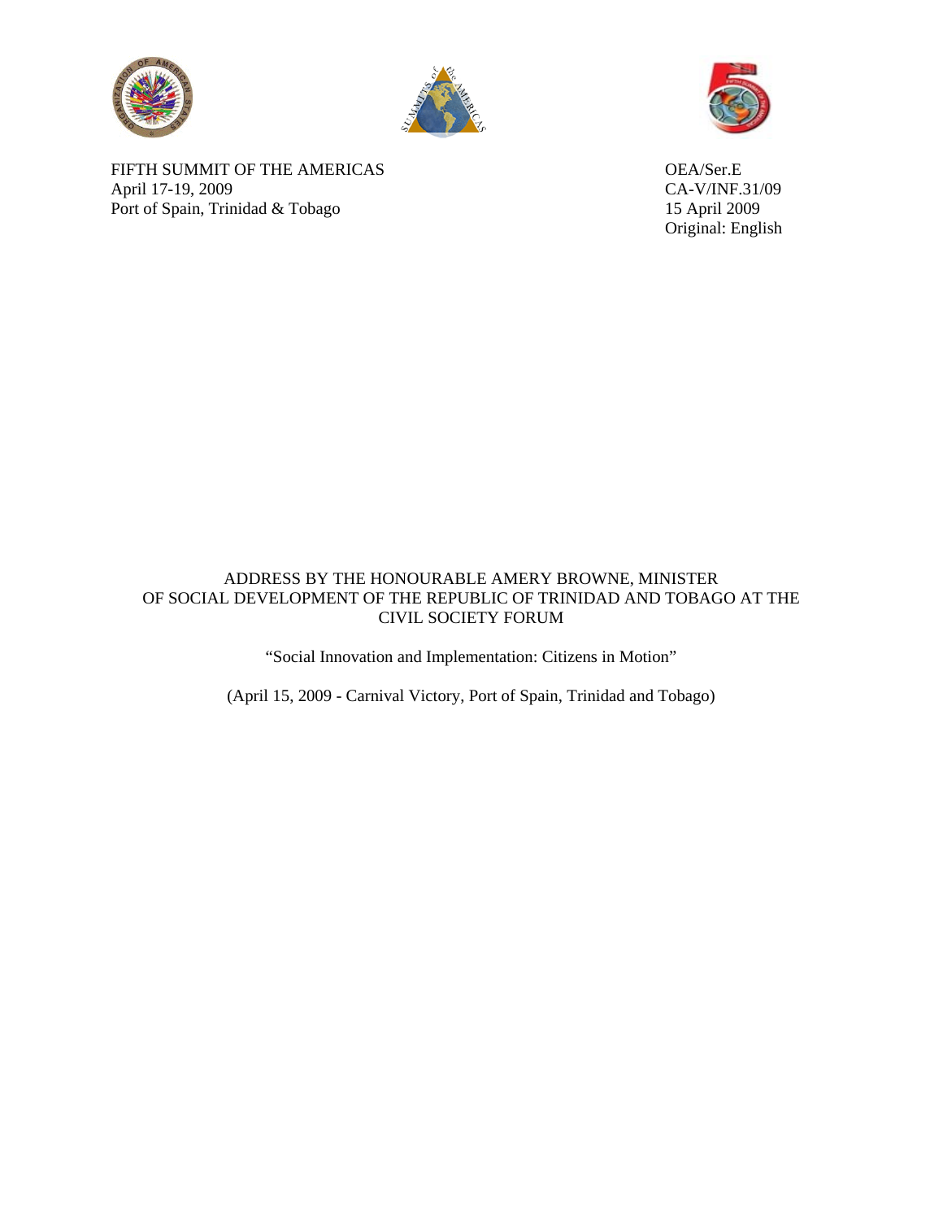FIFTH SUMMIT OF THE AMERICAS
April 17-19, 2009
Port of Spain, Trinidad & Tobago

OEA/Ser.E
CA-V/INF.31/09
15 April 2009
Original: English

# ADDRESS BY THE HONOURABLE AMERY BROWNE, MINISTER OF SOCIAL DEVELOPMENT OF THE REPUBLIC OF TRINIDAD AND TOBAGO AT THE CIVIL SOCIETY FORUM

"Social Innovation and Implementation: Citizens in Motion"

(April 15, 2009 - Carnival Victory, Port of Spain, Trinidad and Tobago)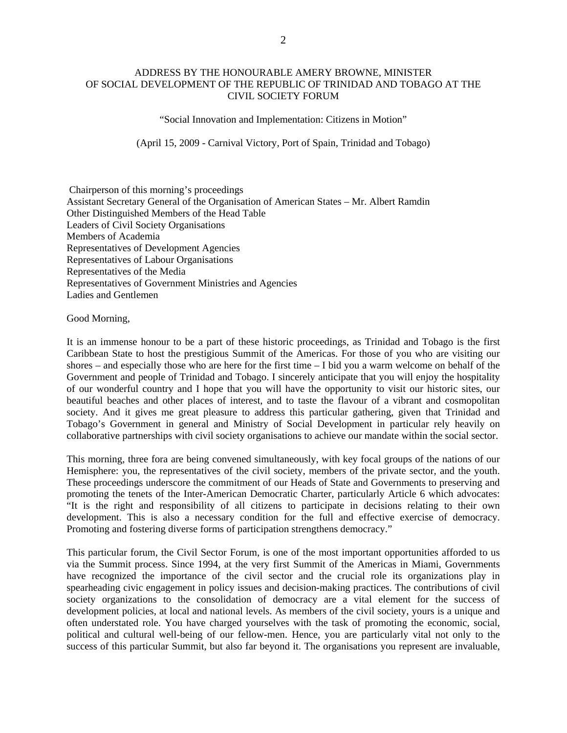ADDRESS BY THE HONOURABLE AMERY BROWNE, MINISTER OF SOCIAL DEVELOPMENT OF THE REPUBLIC OF TRINIDAD AND TOBAGO AT THE CIVIL SOCIETY FORUM

"Social Innovation and Implementation: Citizens in Motion"

(April 15, 2009 - Carnival Victory, Port of Spain, Trinidad and Tobago)

Chairperson of this morning's proceedings
Assistant Secretary General of the Organisation of American States – Mr. Albert Ramdin
Other Distinguished Members of the Head Table
Leaders of Civil Society Organisations
Members of Academia
Representatives of Development Agencies
Representatives of Labour Organisations
Representatives of the Media
Representatives of Government Ministries and Agencies
Ladies and Gentlemen

Good Morning,

It is an immense honour to be a part of these historic proceedings, as Trinidad and Tobago is the first Caribbean State to host the prestigious Summit of the Americas. For those of you who are visiting our shores – and especially those who are here for the first time – I bid you a warm welcome on behalf of the Government and people of Trinidad and Tobago. I sincerely anticipate that you will enjoy the hospitality of our wonderful country and I hope that you will have the opportunity to visit our historic sites, our beautiful beaches and other places of interest, and to taste the flavour of a vibrant and cosmopolitan society. And it gives me great pleasure to address this particular gathering, given that Trinidad and Tobago's Government in general and Ministry of Social Development in particular rely heavily on collaborative partnerships with civil society organisations to achieve our mandate within the social sector.

This morning, three fora are being convened simultaneously, with key focal groups of the nations of our Hemisphere: you, the representatives of the civil society, members of the private sector, and the youth. These proceedings underscore the commitment of our Heads of State and Governments to preserving and promoting the tenets of the Inter-American Democratic Charter, particularly Article 6 which advocates: "It is the right and responsibility of all citizens to participate in decisions relating to their own development. This is also a necessary condition for the full and effective exercise of democracy. Promoting and fostering diverse forms of participation strengthens democracy."

This particular forum, the Civil Sector Forum, is one of the most important opportunities afforded to us via the Summit process. Since 1994, at the very first Summit of the Americas in Miami, Governments have recognized the importance of the civil sector and the crucial role its organizations play in spearheading civic engagement in policy issues and decision-making practices. The contributions of civil society organizations to the consolidation of democracy are a vital element for the success of development policies, at local and national levels. As members of the civil society, yours is a unique and often understated role. You have charged yourselves with the task of promoting the economic, social, political and cultural well-being of our fellow-men. Hence, you are particularly vital not only to the success of this particular Summit, but also far beyond it. The organisations you represent are invaluable,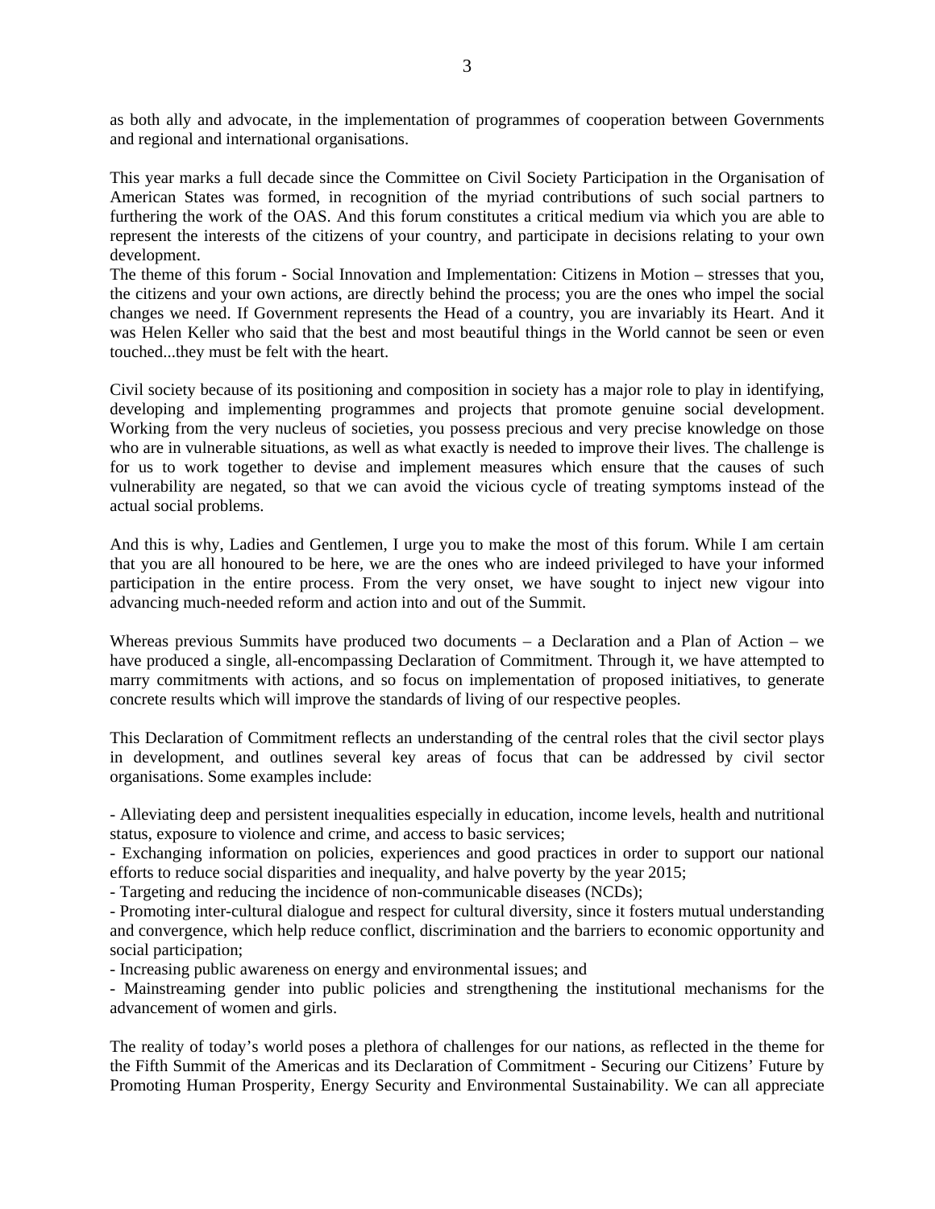as both ally and advocate, in the implementation of programmes of cooperation between Governments and regional and international organisations.

This year marks a full decade since the Committee on Civil Society Participation in the Organisation of American States was formed, in recognition of the myriad contributions of such social partners to furthering the work of the OAS. And this forum constitutes a critical medium via which you are able to represent the interests of the citizens of your country, and participate in decisions relating to your own development.

The theme of this forum - Social Innovation and Implementation: Citizens in Motion – stresses that you, the citizens and your own actions, are directly behind the process; you are the ones who impel the social changes we need. If Government represents the Head of a country, you are invariably its Heart. And it was Helen Keller who said that the best and most beautiful things in the World cannot be seen or even touched...they must be felt with the heart.

Civil society because of its positioning and composition in society has a major role to play in identifying, developing and implementing programmes and projects that promote genuine social development. Working from the very nucleus of societies, you possess precious and very precise knowledge on those who are in vulnerable situations, as well as what exactly is needed to improve their lives. The challenge is for us to work together to devise and implement measures which ensure that the causes of such vulnerability are negated, so that we can avoid the vicious cycle of treating symptoms instead of the actual social problems.

And this is why, Ladies and Gentlemen, I urge you to make the most of this forum. While I am certain that you are all honoured to be here, we are the ones who are indeed privileged to have your informed participation in the entire process. From the very onset, we have sought to inject new vigour into advancing much-needed reform and action into and out of the Summit.

Whereas previous Summits have produced two documents – a Declaration and a Plan of Action – we have produced a single, all-encompassing Declaration of Commitment. Through it, we have attempted to marry commitments with actions, and so focus on implementation of proposed initiatives, to generate concrete results which will improve the standards of living of our respective peoples.

This Declaration of Commitment reflects an understanding of the central roles that the civil sector plays in development, and outlines several key areas of focus that can be addressed by civil sector organisations. Some examples include:

- Alleviating deep and persistent inequalities especially in education, income levels, health and nutritional status, exposure to violence and crime, and access to basic services;
- Exchanging information on policies, experiences and good practices in order to support our national efforts to reduce social disparities and inequality, and halve poverty by the year 2015;
- Targeting and reducing the incidence of non-communicable diseases (NCDs);
- Promoting inter-cultural dialogue and respect for cultural diversity, since it fosters mutual understanding and convergence, which help reduce conflict, discrimination and the barriers to economic opportunity and social participation;
- Increasing public awareness on energy and environmental issues; and
- Mainstreaming gender into public policies and strengthening the institutional mechanisms for the advancement of women and girls.

The reality of today's world poses a plethora of challenges for our nations, as reflected in the theme for the Fifth Summit of the Americas and its Declaration of Commitment - Securing our Citizens' Future by Promoting Human Prosperity, Energy Security and Environmental Sustainability. We can all appreciate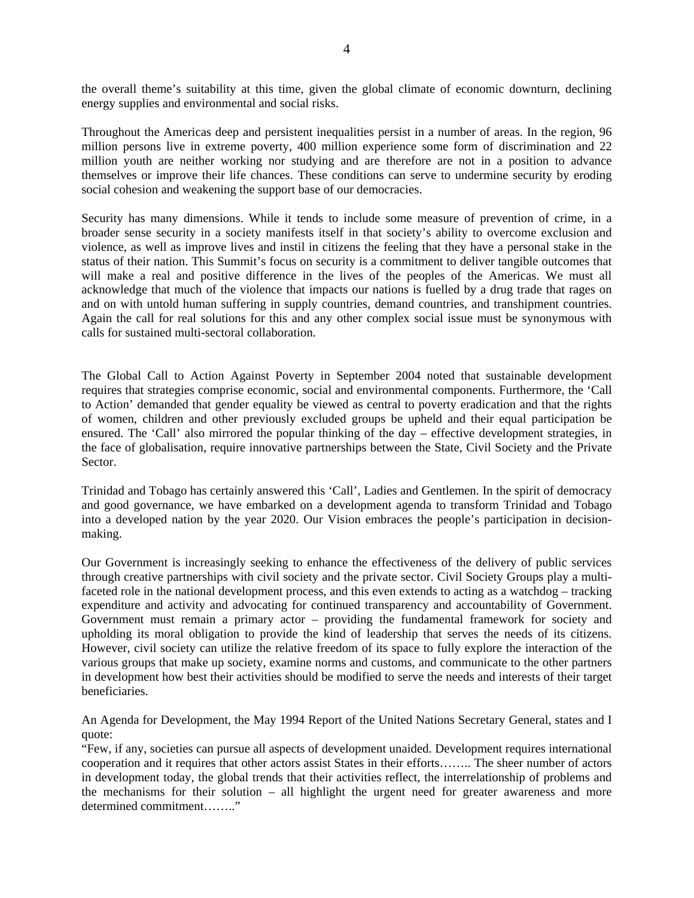the overall theme's suitability at this time, given the global climate of economic downturn, declining energy supplies and environmental and social risks.

Throughout the Americas deep and persistent inequalities persist in a number of areas. In the region, 96 million persons live in extreme poverty, 400 million experience some form of discrimination and 22 million youth are neither working nor studying and are therefore are not in a position to advance themselves or improve their life chances. These conditions can serve to undermine security by eroding social cohesion and weakening the support base of our democracies.

Security has many dimensions. While it tends to include some measure of prevention of crime, in a broader sense security in a society manifests itself in that society's ability to overcome exclusion and violence, as well as improve lives and instil in citizens the feeling that they have a personal stake in the status of their nation. This Summit's focus on security is a commitment to deliver tangible outcomes that will make a real and positive difference in the lives of the peoples of the Americas. We must all acknowledge that much of the violence that impacts our nations is fuelled by a drug trade that rages on and on with untold human suffering in supply countries, demand countries, and transhipment countries. Again the call for real solutions for this and any other complex social issue must be synonymous with calls for sustained multi-sectoral collaboration.

The Global Call to Action Against Poverty in September 2004 noted that sustainable development requires that strategies comprise economic, social and environmental components. Furthermore, the 'Call to Action' demanded that gender equality be viewed as central to poverty eradication and that the rights of women, children and other previously excluded groups be upheld and their equal participation be ensured. The 'Call' also mirrored the popular thinking of the day – effective development strategies, in the face of globalisation, require innovative partnerships between the State, Civil Society and the Private Sector.

Trinidad and Tobago has certainly answered this 'Call', Ladies and Gentlemen. In the spirit of democracy and good governance, we have embarked on a development agenda to transform Trinidad and Tobago into a developed nation by the year 2020. Our Vision embraces the people's participation in decision-making.

Our Government is increasingly seeking to enhance the effectiveness of the delivery of public services through creative partnerships with civil society and the private sector. Civil Society Groups play a multi-faceted role in the national development process, and this even extends to acting as a watchdog – tracking expenditure and activity and advocating for continued transparency and accountability of Government. Government must remain a primary actor – providing the fundamental framework for society and upholding its moral obligation to provide the kind of leadership that serves the needs of its citizens. However, civil society can utilize the relative freedom of its space to fully explore the interaction of the various groups that make up society, examine norms and customs, and communicate to the other partners in development how best their activities should be modified to serve the needs and interests of their target beneficiaries.

An Agenda for Development, the May 1994 Report of the United Nations Secretary General, states and I quote:
"Few, if any, societies can pursue all aspects of development unaided. Development requires international cooperation and it requires that other actors assist States in their efforts…….. The sheer number of actors in development today, the global trends that their activities reflect, the interrelationship of problems and the mechanisms for their solution – all highlight the urgent need for greater awareness and more determined commitment……."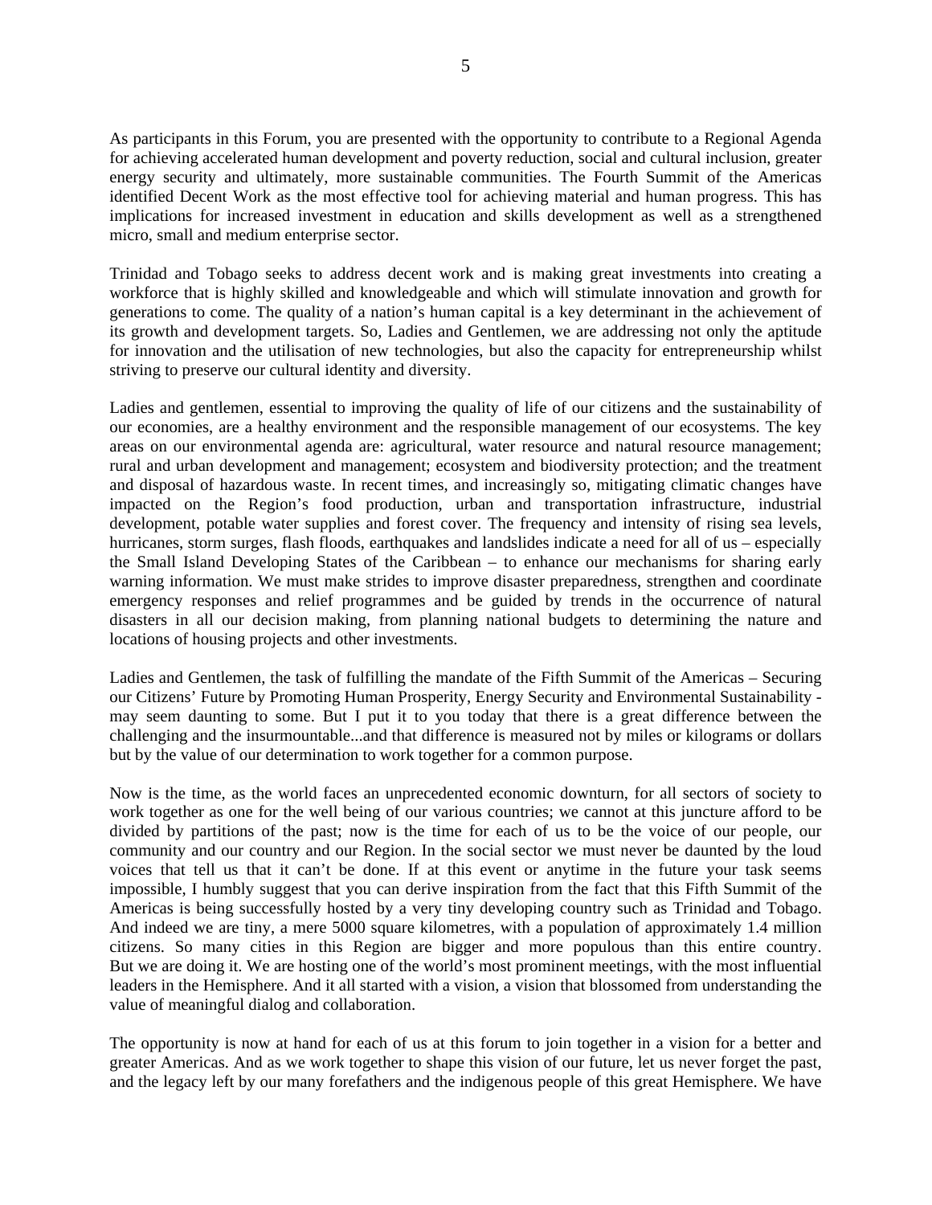As participants in this Forum, you are presented with the opportunity to contribute to a Regional Agenda for achieving accelerated human development and poverty reduction, social and cultural inclusion, greater energy security and ultimately, more sustainable communities. The Fourth Summit of the Americas identified Decent Work as the most effective tool for achieving material and human progress. This has implications for increased investment in education and skills development as well as a strengthened micro, small and medium enterprise sector.

Trinidad and Tobago seeks to address decent work and is making great investments into creating a workforce that is highly skilled and knowledgeable and which will stimulate innovation and growth for generations to come. The quality of a nation's human capital is a key determinant in the achievement of its growth and development targets. So, Ladies and Gentlemen, we are addressing not only the aptitude for innovation and the utilisation of new technologies, but also the capacity for entrepreneurship whilst striving to preserve our cultural identity and diversity.

Ladies and gentlemen, essential to improving the quality of life of our citizens and the sustainability of our economies, are a healthy environment and the responsible management of our ecosystems. The key areas on our environmental agenda are: agricultural, water resource and natural resource management; rural and urban development and management; ecosystem and biodiversity protection; and the treatment and disposal of hazardous waste. In recent times, and increasingly so, mitigating climatic changes have impacted on the Region's food production, urban and transportation infrastructure, industrial development, potable water supplies and forest cover. The frequency and intensity of rising sea levels, hurricanes, storm surges, flash floods, earthquakes and landslides indicate a need for all of us – especially the Small Island Developing States of the Caribbean – to enhance our mechanisms for sharing early warning information. We must make strides to improve disaster preparedness, strengthen and coordinate emergency responses and relief programmes and be guided by trends in the occurrence of natural disasters in all our decision making, from planning national budgets to determining the nature and locations of housing projects and other investments.

Ladies and Gentlemen, the task of fulfilling the mandate of the Fifth Summit of the Americas – Securing our Citizens' Future by Promoting Human Prosperity, Energy Security and Environmental Sustainability - may seem daunting to some. But I put it to you today that there is a great difference between the challenging and the insurmountable...and that difference is measured not by miles or kilograms or dollars but by the value of our determination to work together for a common purpose.

Now is the time, as the world faces an unprecedented economic downturn, for all sectors of society to work together as one for the well being of our various countries; we cannot at this juncture afford to be divided by partitions of the past; now is the time for each of us to be the voice of our people, our community and our country and our Region. In the social sector we must never be daunted by the loud voices that tell us that it can't be done. If at this event or anytime in the future your task seems impossible, I humbly suggest that you can derive inspiration from the fact that this Fifth Summit of the Americas is being successfully hosted by a very tiny developing country such as Trinidad and Tobago. And indeed we are tiny, a mere 5000 square kilometres, with a population of approximately 1.4 million citizens. So many cities in this Region are bigger and more populous than this entire country. But we are doing it. We are hosting one of the world's most prominent meetings, with the most influential leaders in the Hemisphere. And it all started with a vision, a vision that blossomed from understanding the value of meaningful dialog and collaboration.

The opportunity is now at hand for each of us at this forum to join together in a vision for a better and greater Americas. And as we work together to shape this vision of our future, let us never forget the past, and the legacy left by our many forefathers and the indigenous people of this great Hemisphere. We have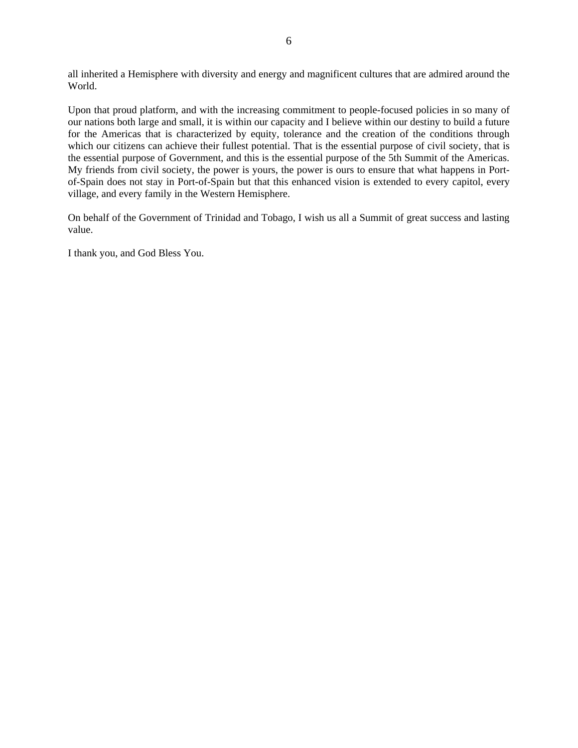all inherited a Hemisphere with diversity and energy and magnificent cultures that are admired around the World.

Upon that proud platform, and with the increasing commitment to people-focused policies in so many of our nations both large and small, it is within our capacity and I believe within our destiny to build a future for the Americas that is characterized by equity, tolerance and the creation of the conditions through which our citizens can achieve their fullest potential. That is the essential purpose of civil society, that is the essential purpose of Government, and this is the essential purpose of the 5th Summit of the Americas. My friends from civil society, the power is yours, the power is ours to ensure that what happens in Port-of-Spain does not stay in Port-of-Spain but that this enhanced vision is extended to every capitol, every village, and every family in the Western Hemisphere.

On behalf of the Government of Trinidad and Tobago, I wish us all a Summit of great success and lasting value.

I thank you, and God Bless You.